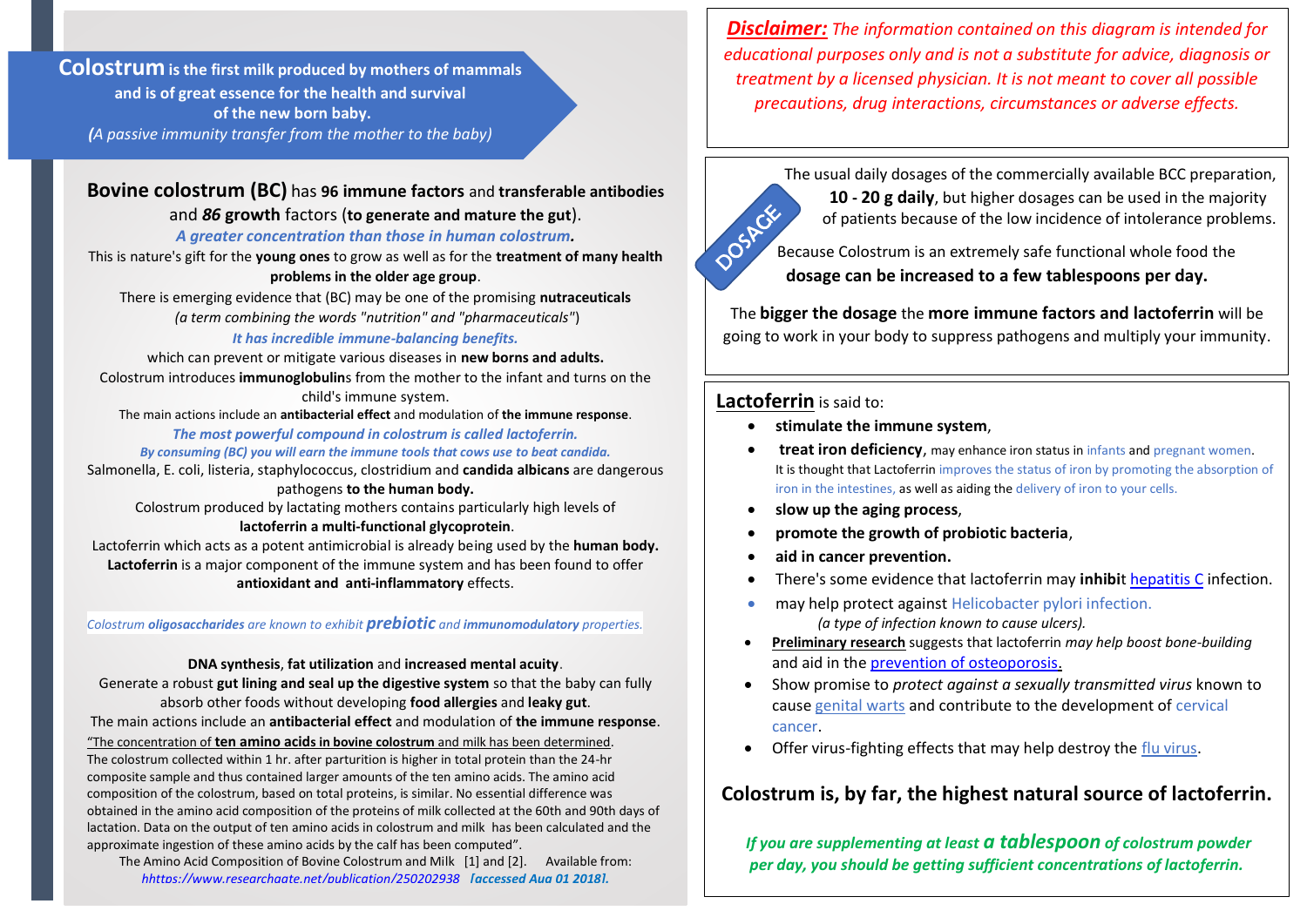**Colostrum is the first milk produced by mothers of mammals and is of great essence for the health and survival of the new born baby.**
*(A passive immunity transfer from the mother to the baby)*

**Bovine colostrum (BC)** has **96 immune factors** and **transferable antibodies** and ***86*** **growth** factors (**to generate and mature the gut**).

***A greater concentration than those in human colostrum.***

This is nature's gift for the **young ones** to grow as well as for the **treatment of many health problems in the older age group**.

There is emerging evidence that (BC) may be one of the promising **nutraceuticals** *(a term combining the words "nutrition" and "pharmaceuticals")*

***It has incredible immune-balancing benefits.***

which can prevent or mitigate various diseases in **new borns and adults.**

Colostrum introduces **immunoglobulin**s from the mother to the infant and turns on the child's immune system.

The main actions include an **antibacterial effect** and modulation of **the immune response**.

***The most powerful compound in colostrum is called lactoferrin.***

***By consuming (BC) you will earn the immune tools that cows use to beat candida.***

Salmonella, E. coli, listeria, staphylococcus, clostridium and **candida albicans** are dangerous pathogens **to the human body.**

Colostrum produced by lactating mothers contains particularly high levels of **lactoferrin a multi-functional glycoprotein**.

Lactoferrin which acts as a potent antimicrobial is already being used by the **human body.** **Lactoferrin** is a major component of the immune system and has been found to offer **antioxidant and anti-inflammatory** effects.

*Colostrum **oligosaccharides** are known to exhibit **prebiotic** and **immunomodulatory** properties.*

**DNA synthesis**, **fat utilization** and **increased mental acuity**.

Generate a robust **gut lining and seal up the digestive system** so that the baby can fully absorb other foods without developing **food allergies** and **leaky gut**.

The main actions include an **antibacterial effect** and modulation of **the immune response**.

"The concentration of **ten amino acids in bovine colostrum** and milk has been determined. The colostrum collected within 1 hr. after parturition is higher in total protein than the 24-hr composite sample and thus contained larger amounts of the ten amino acids. The amino acid composition of the colostrum, based on total proteins, is similar. No essential difference was obtained in the amino acid composition of the proteins of milk collected at the 60th and 90th days of lactation. Data on the output of ten amino acids in colostrum and milk has been calculated and the approximate ingestion of these amino acids by the calf has been computed".

The Amino Acid Composition of Bovine Colostrum and Milk [1] and [2]. Available from: *hhttps://www.researchgate.net/publication/250202938 [accessed Aug 01 2018].*

***Disclaimer:*** *The information contained on this diagram is intended for educational purposes only and is not a substitute for advice, diagnosis or treatment by a licensed physician. It is not meant to cover all possible precautions, drug interactions, circumstances or adverse effects.*

**DOSAGE**

The usual daily dosages of the commercially available BCC preparation, **10 - 20 g daily**, but higher dosages can be used in the majority of patients because of the low incidence of intolerance problems.

Because Colostrum is an extremely safe functional whole food the **dosage can be increased to a few tablespoons per day.**

The **bigger the dosage** the **more immune factors and lactoferrin** will be going to work in your body to suppress pathogens and multiply your immunity.

**Lactoferrin** is said to:

- **stimulate the immune system**,
- **treat iron deficiency**, may enhance iron status in infants and pregnant women. It is thought that Lactoferrin improves the status of iron by promoting the absorption of iron in the intestines, as well as aiding the delivery of iron to your cells.
- **slow up the aging process**,
- **promote the growth of probiotic bacteria**,
- **aid in cancer prevention.**
- There's some evidence that lactoferrin may **inhibit** hepatitis C infection.
- may help protect against Helicobacter pylori infection. *(a type of infection known to cause ulcers).*
- **Preliminary research** suggests that lactoferrin *may help boost bone-building* and aid in the prevention of osteoporosis.
- Show promise to *protect against a sexually transmitted virus* known to cause genital warts and contribute to the development of cervical cancer.
- Offer virus-fighting effects that may help destroy the flu virus.

**Colostrum is, by far, the highest natural source of lactoferrin.**

***If you are supplementing at least a tablespoon of colostrum powder per day, you should be getting sufficient concentrations of lactoferrin.***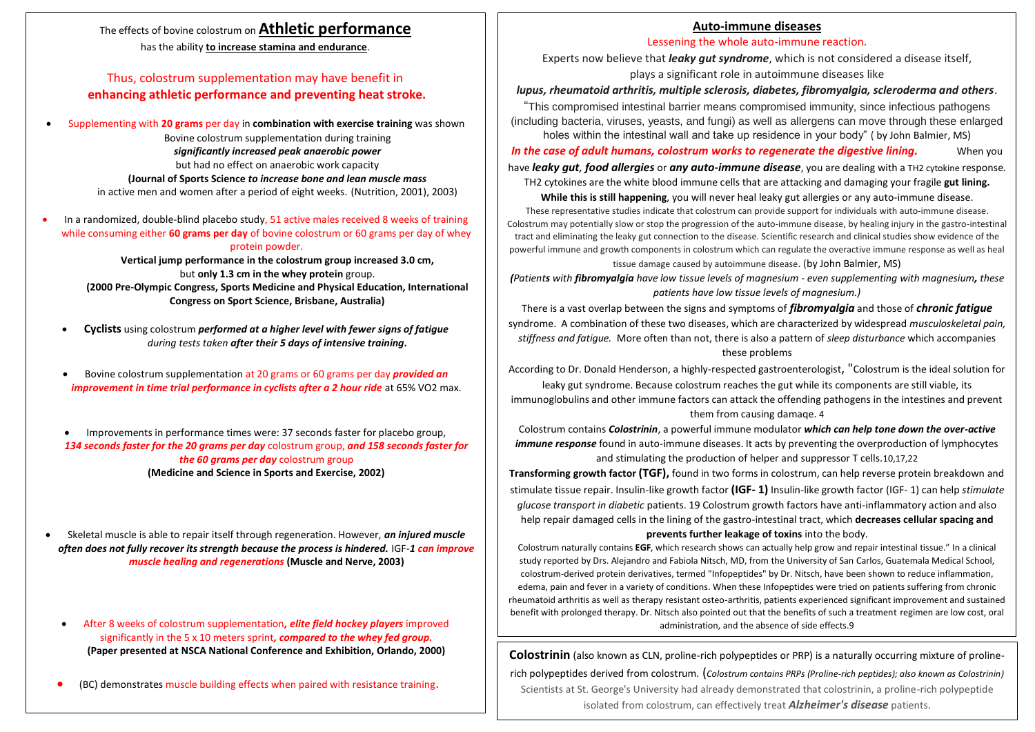The effects of bovine colostrum on **Athletic performance**

has the ability **to increase stamina and endurance**.

Thus, colostrum supplementation may have benefit in **enhancing athletic performance and preventing heat stroke.**

- Supplementing with **20 grams** per day in **combination with exercise training** was shown Bovine colostrum supplementation during training ***significantly increased peak anaerobic power*** but had no effect on anaerobic work capacity **(Journal of Sports Science *to increase bone and lean muscle mass*** in active men and women after a period of eight weeks. (Nutrition, 2001), 2003)

- In a randomized, double-blind placebo study, 51 active males received 8 weeks of training while consuming either **60 grams per day** of bovine colostrum or 60 grams per day of whey protein powder. **Vertical jump performance in the colostrum group increased 3.0 cm,** but **only 1.3 cm in the whey protein** group. **(2000 Pre-Olympic Congress, Sports Medicine and Physical Education, International Congress on Sport Science, Brisbane, Australia)**

- **Cyclists** using colostrum ***performed at a higher level with fewer signs of fatigue*** *during tests taken* ***after their 5 days of intensive training.***

- Bovine colostrum supplementation at 20 grams or 60 grams per day ***provided an improvement in time trial performance in cyclists after a 2 hour ride*** at 65% VO2 max.

- Improvements in performance times were: 37 seconds faster for placebo group, ***134 seconds faster for the 20 grams per day*** colostrum group, ***and 158 seconds faster for the 60 grams per day*** colostrum group **(Medicine and Science in Sports and Exercise, 2002)**

- Skeletal muscle is able to repair itself through regeneration. However, ***an injured muscle often does not fully recover its strength because the process is hindered.*** IGF-*1* ***can improve muscle healing and regenerations*** **(Muscle and Nerve, 2003)**

- After 8 weeks of colostrum supplementation***, elite field hockey players*** improved significantly in the 5 x 10 meters sprint***, compared to the whey fed group.*** **(Paper presented at NSCA National Conference and Exhibition, Orlando, 2000)**

- (BC) demonstrates muscle building effects when paired with resistance training.

## Auto-immune diseases

Lessening the whole auto-immune reaction.

Experts now believe that ***leaky gut syndrome***, which is not considered a disease itself, plays a significant role in autoimmune diseases like ***lupus, rheumatoid arthritis, multiple sclerosis, diabetes, fibromyalgia, scleroderma and others***.

"This compromised intestinal barrier means compromised immunity, since infectious pathogens (including bacteria, viruses, yeasts, and fungi) as well as allergens can move through these enlarged holes within the intestinal wall and take up residence in your body" ( by John Balmier, MS)

***In the case of adult humans, colostrum works to regenerate the digestive lining.*** When you have ***leaky gut***, ***food allergies*** or ***any auto-immune disease***, you are dealing with a TH2 cytokine response. TH2 cytokines are the white blood immune cells that are attacking and damaging your fragile **gut lining.**

**While this is still happening**, you will never heal leaky gut allergies or any auto-immune disease.

These representative studies indicate that colostrum can provide support for individuals with auto-immune disease. Colostrum may potentially slow or stop the progression of the auto-immune disease, by healing injury in the gastro-intestinal tract and eliminating the leaky gut connection to the disease. Scientific research and clinical studies show evidence of the powerful immune and growth components in colostrum which can regulate the overactive immune response as well as heal tissue damage caused by autoimmune disease. (by John Balmier, MS)

*(Patients with **fibromyalgia** have low tissue levels of magnesium - even supplementing with magnesium, these patients have low tissue levels of magnesium.)*

There is a vast overlap between the signs and symptoms of ***fibromyalgia*** and those of ***chronic fatigue*** syndrome. A combination of these two diseases, which are characterized by widespread *musculoskeletal pain, stiffness and fatigue.* More often than not, there is also a pattern of *sleep disturbance* which accompanies these problems

According to Dr. Donald Henderson, a highly-respected gastroenterologist, "Colostrum is the ideal solution for leaky gut syndrome. Because colostrum reaches the gut while its components are still viable, its immunoglobulins and other immune factors can attack the offending pathogens in the intestines and prevent them from causing damaqe. 4

Colostrum contains ***Colostrinin***, a powerful immune modulator ***which can help tone down the over-active immune response*** found in auto-immune diseases. It acts by preventing the overproduction of lymphocytes and stimulating the production of helper and suppressor T cells.10,17,22

**Transforming growth factor (TGF),** found in two forms in colostrum, can help reverse protein breakdown and stimulate tissue repair. Insulin-like growth factor **(IGF- 1)** Insulin-like growth factor (IGF- 1) can help *stimulate glucose transport in diabetic* patients. 19 Colostrum growth factors have anti-inflammatory action and also help repair damaged cells in the lining of the gastro-intestinal tract, which **decreases cellular spacing and prevents further leakage of toxins** into the body.

Colostrum naturally contains **EGF**, which research shows can actually help grow and repair intestinal tissue." In a clinical study reported by Drs. Alejandro and Fabiola Nitsch, MD, from the University of San Carlos, Guatemala Medical School, colostrum-derived protein derivatives, termed "Infopeptides" by Dr. Nitsch, have been shown to reduce inflammation, edema, pain and fever in a variety of conditions. When these Infopeptides were tried on patients suffering from chronic rheumatoid arthritis as well as therapy resistant osteo-arthritis, patients experienced significant improvement and sustained benefit with prolonged therapy. Dr. Nitsch also pointed out that the benefits of such a treatment regimen are low cost, oral administration, and the absence of side effects.9

**Colostrinin** (also known as CLN, proline-rich polypeptides or PRP) is a naturally occurring mixture of proline-rich polypeptides derived from colostrum. (*Colostrum contains PRPs (Proline-rich peptides); also known as Colostrinin)*

Scientists at St. George's University had already demonstrated that colostrinin, a proline-rich polypeptide isolated from colostrum, can effectively treat ***Alzheimer's disease*** patients.